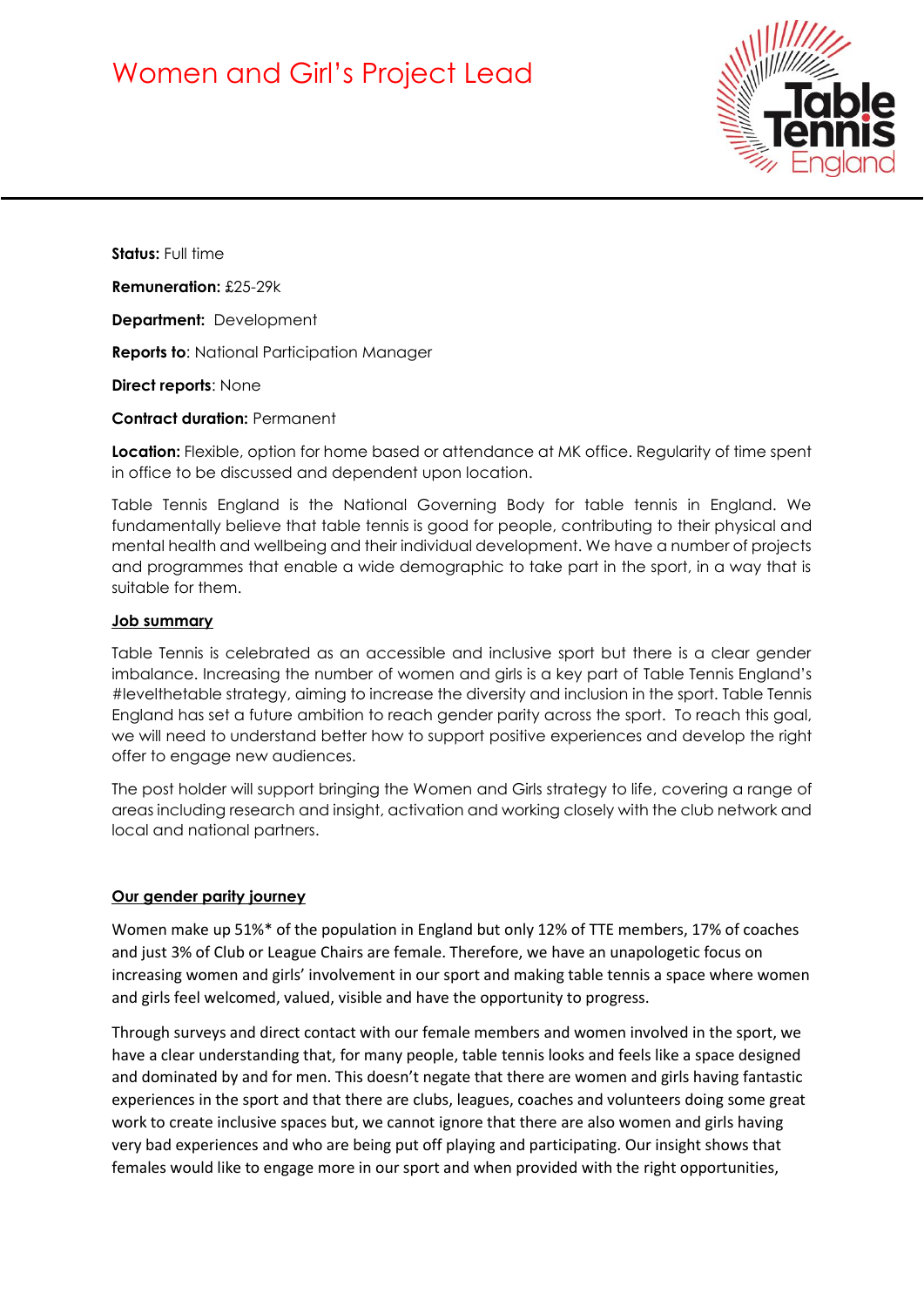# Women and Girl's Project Lead

**Status:** Full time

**Remuneration:** £25-29k

**Department:** Development

**Reports to**: National Participation Manager

**Direct reports**: None

**Contract duration:** Permanent

**Location:** Flexible, option for home based or attendance at MK office. Regularity of time spent in office to be discussed and dependent upon location.

Table Tennis England is the National Governing Body for table tennis in England. We fundamentally believe that table tennis is good for people, contributing to their physical and mental health and wellbeing and their individual development. We have a number of projects and programmes that enable a wide demographic to take part in the sport, in a way that is suitable for them.

## Job summary

Table Tennis is celebrated as an accessible and inclusive sport but there is a clear gender imbalance. Increasing the number of women and girls is a key part of Table Tennis England's #levelthetable strategy, aiming to increase the diversity and inclusion in the sport. Table Tennis England has set a future ambition to reach gender parity across the sport. To reach this goal, we will need to understand better how to support positive experiences and develop the right offer to engage new audiences.

The post holder will support bringing the Women and Girls strategy to life, covering a range of areas including research and insight, activation and working closely with the club network and local and national partners.

## Our gender parity journey

Women make up 51%* of the population in England but only 12% of TTE members, 17% of coaches and just 3% of Club or League Chairs are female. Therefore, we have an unapologetic focus on increasing women and girls' involvement in our sport and making table tennis a space where women and girls feel welcomed, valued, visible and have the opportunity to progress.

Through surveys and direct contact with our female members and women involved in the sport, we have a clear understanding that, for many people, table tennis looks and feels like a space designed and dominated by and for men. This doesn't negate that there are women and girls having fantastic experiences in the sport and that there are clubs, leagues, coaches and volunteers doing some great work to create inclusive spaces but, we cannot ignore that there are also women and girls having very bad experiences and who are being put off playing and participating. Our insight shows that females would like to engage more in our sport and when provided with the right opportunities,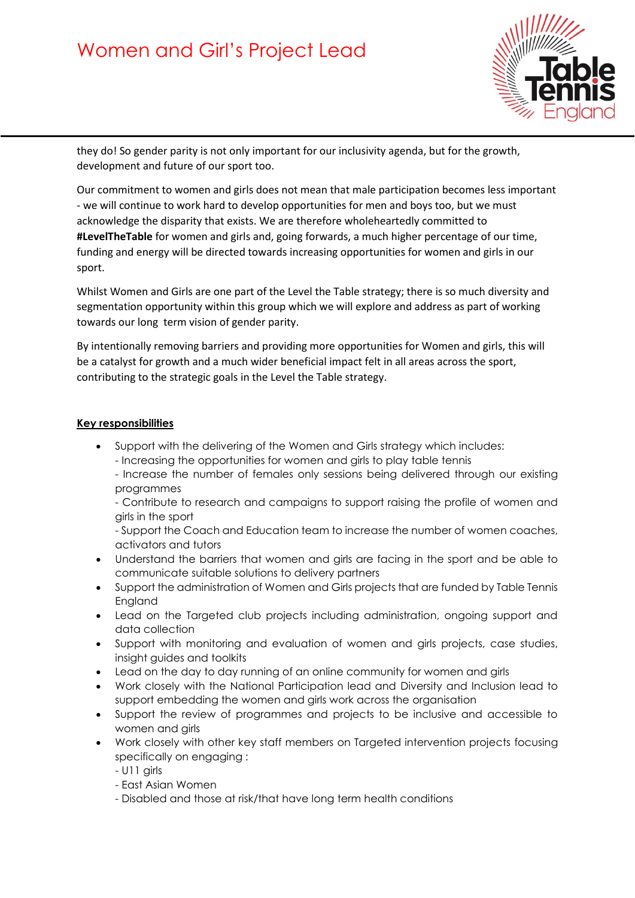they do! So gender parity is not only important for our inclusivity agenda, but for the growth, development and future of our sport too.

Our commitment to women and girls does not mean that male participation becomes less important - we will continue to work hard to develop opportunities for men and boys too, but we must acknowledge the disparity that exists. We are therefore wholeheartedly committed to **#LevelTheTable** for women and girls and, going forwards, a much higher percentage of our time, funding and energy will be directed towards increasing opportunities for women and girls in our sport.

Whilst Women and Girls are one part of the Level the Table strategy; there is so much diversity and segmentation opportunity within this group which we will explore and address as part of working towards our long term vision of gender parity.

By intentionally removing barriers and providing more opportunities for Women and girls, this will be a catalyst for growth and a much wider beneficial impact felt in all areas across the sport, contributing to the strategic goals in the Level the Table strategy.

**Key responsibilities**

- Support with the delivering of the Women and Girls strategy which includes:
  - Increasing the opportunities for women and girls to play table tennis
  - Increase the number of females only sessions being delivered through our existing programmes
  - Contribute to research and campaigns to support raising the profile of women and girls in the sport
  - Support the Coach and Education team to increase the number of women coaches, activators and tutors
- Understand the barriers that women and girls are facing in the sport and be able to communicate suitable solutions to delivery partners
- Support the administration of Women and Girls projects that are funded by Table Tennis England
- Lead on the Targeted club projects including administration, ongoing support and data collection
- Support with monitoring and evaluation of women and girls projects, case studies, insight guides and toolkits
- Lead on the day to day running of an online community for women and girls
- Work closely with the National Participation lead and Diversity and Inclusion lead to support embedding the women and girls work across the organisation
- Support the review of programmes and projects to be inclusive and accessible to women and girls
- Work closely with other key staff members on Targeted intervention projects focusing specifically on engaging :
  - U11 girls
  - East Asian Women
  - Disabled and those at risk/that have long term health conditions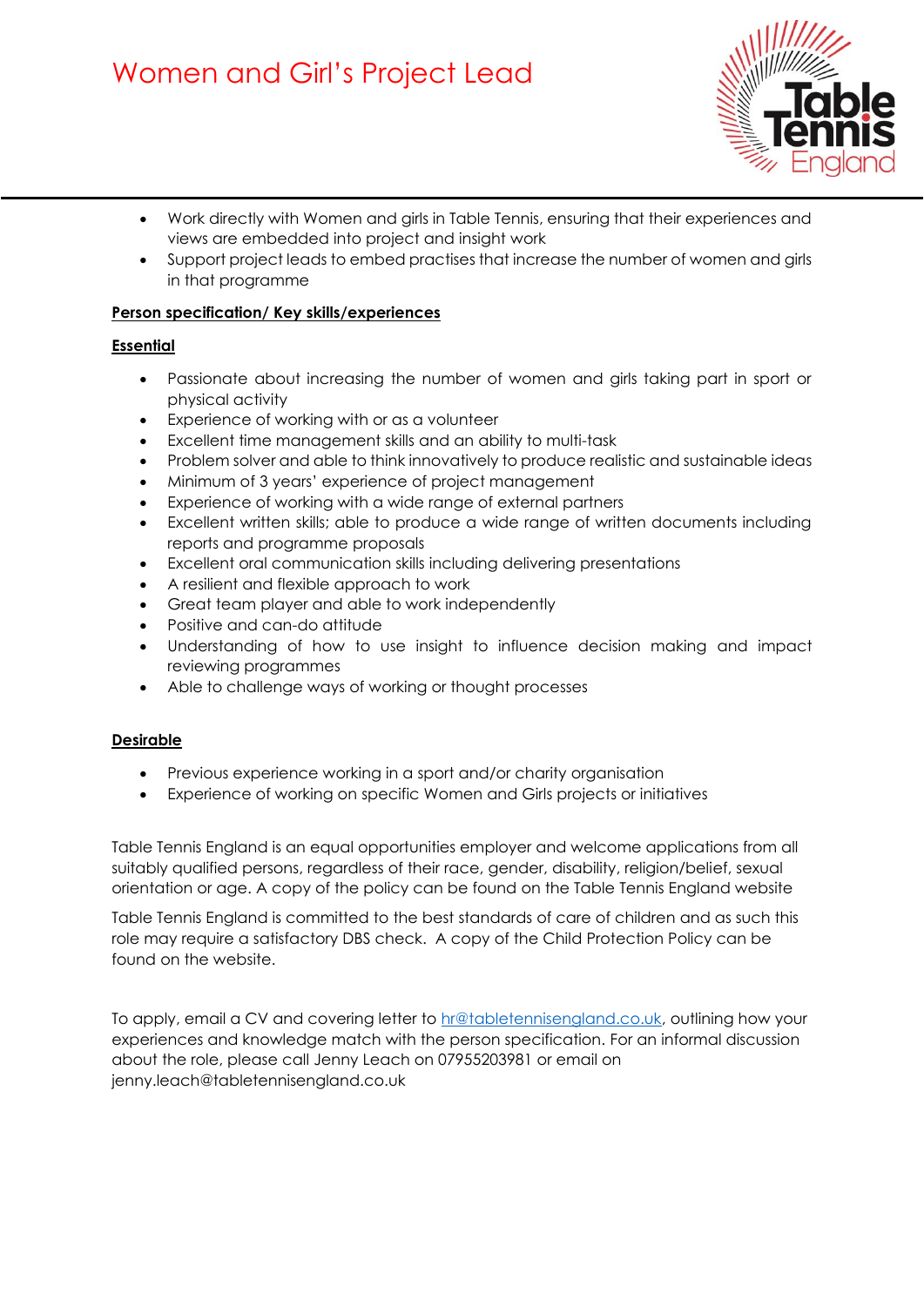- Work directly with Women and girls in Table Tennis, ensuring that their experiences and views are embedded into project and insight work
- Support project leads to embed practises that increase the number of women and girls in that programme

**Person specification/ Key skills/experiences**

**Essential**

- Passionate about increasing the number of women and girls taking part in sport or physical activity
- Experience of working with or as a volunteer
- Excellent time management skills and an ability to multi-task
- Problem solver and able to think innovatively to produce realistic and sustainable ideas
- Minimum of 3 years' experience of project management
- Experience of working with a wide range of external partners
- Excellent written skills; able to produce a wide range of written documents including reports and programme proposals
- Excellent oral communication skills including delivering presentations
- A resilient and flexible approach to work
- Great team player and able to work independently
- Positive and can-do attitude
- Understanding of how to use insight to influence decision making and impact reviewing programmes
- Able to challenge ways of working or thought processes

**Desirable**

- Previous experience working in a sport and/or charity organisation
- Experience of working on specific Women and Girls projects or initiatives

Table Tennis England is an equal opportunities employer and welcome applications from all suitably qualified persons, regardless of their race, gender, disability, religion/belief, sexual orientation or age. A copy of the policy can be found on the Table Tennis England website

Table Tennis England is committed to the best standards of care of children and as such this role may require a satisfactory DBS check. A copy of the Child Protection Policy can be found on the website.

To apply, email a CV and covering letter to hr@tabletennisengland.co.uk, outlining how your experiences and knowledge match with the person specification. For an informal discussion about the role, please call Jenny Leach on 07955203981 or email on jenny.leach@tabletennisengland.co.uk